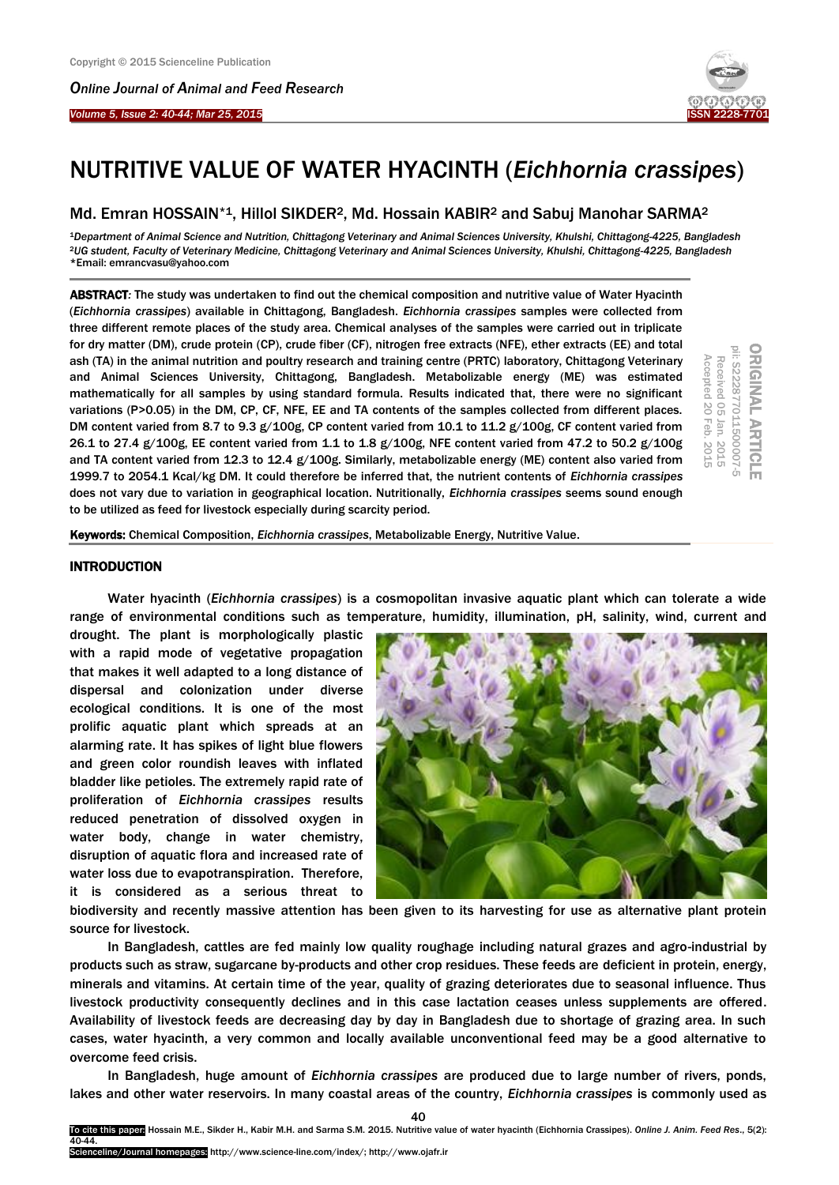# NUTRITIVE VALUE OF WATER HYACINTH (*Eichhornia crassipes*)

Md. Emran HOSSAIN*[1], Hillol SIKDER[2], Md. Hossain KABIR[2] and Sabuj Manohar SARMA[2]

[1]*Department of Animal Science and Nutrition, Chittagong Veterinary and Animal Sciences University, Khulshi, Chittagong-4225, Bangladesh*
[2]*UG student, Faculty of Veterinary Medicine, Chittagong Veterinary and Animal Sciences University, Khulshi, Chittagong-4225, Bangladesh*
*Email: emrancvasu@yahoo.com

ORIGINAL ARTICLE
pii: S222877011500007-5
Received 05 Jan. 2015
Accepted 20 Feb. 2015

**ABSTRACT:** The study was undertaken to find out the chemical composition and nutritive value of Water Hyacinth (*Eichhornia crassipes*) available in Chittagong, Bangladesh. *Eichhornia crassipes* samples were collected from three different remote places of the study area. Chemical analyses of the samples were carried out in triplicate for dry matter (DM), crude protein (CP), crude fiber (CF), nitrogen free extracts (NFE), ether extracts (EE) and total ash (TA) in the animal nutrition and poultry research and training centre (PRTC) laboratory, Chittagong Veterinary and Animal Sciences University, Chittagong, Bangladesh. Metabolizable energy (ME) was estimated mathematically for all samples by using standard formula. Results indicated that, there were no significant variations (P>0.05) in the DM, CP, CF, NFE, EE and TA contents of the samples collected from different places. DM content varied from 8.7 to 9.3 g/100g, CP content varied from 10.1 to 11.2 g/100g, CF content varied from 26.1 to 27.4 g/100g, EE content varied from 1.1 to 1.8 g/100g, NFE content varied from 47.2 to 50.2 g/100g and TA content varied from 12.3 to 12.4 g/100g. Similarly, metabolizable energy (ME) content also varied from 1999.7 to 2054.1 Kcal/kg DM. It could therefore be inferred that, the nutrient contents of *Eichhornia crassipes* does not vary due to variation in geographical location. Nutritionally, *Eichhornia crassipes* seems sound enough to be utilized as feed for livestock especially during scarcity period.

**Keywords:** Chemical Composition, *Eichhornia crassipes*, Metabolizable Energy, Nutritive Value.

## INTRODUCTION

Water hyacinth (*Eichhornia crassipes*) is a cosmopolitan invasive aquatic plant which can tolerate a wide range of environmental conditions such as temperature, humidity, illumination, pH, salinity, wind, current and drought. The plant is morphologically plastic with a rapid mode of vegetative propagation that makes it well adapted to a long distance of dispersal and colonization under diverse ecological conditions. It is one of the most prolific aquatic plant which spreads at an alarming rate. It has spikes of light blue flowers and green color roundish leaves with inflated bladder like petioles. The extremely rapid rate of proliferation of *Eichhornia crassipes* results reduced penetration of dissolved oxygen in water body, change in water chemistry, disruption of aquatic flora and increased rate of water loss due to evapotranspiration. Therefore, it is considered as a serious threat to biodiversity and recently massive attention has been given to its harvesting for use as alternative plant protein source for livestock.

In Bangladesh, cattles are fed mainly low quality roughage including natural grazes and agro-industrial by products such as straw, sugarcane by-products and other crop residues. These feeds are deficient in protein, energy, minerals and vitamins. At certain time of the year, quality of grazing deteriorates due to seasonal influence. Thus livestock productivity consequently declines and in this case lactation ceases unless supplements are offered. Availability of livestock feeds are decreasing day by day in Bangladesh due to shortage of grazing area. In such cases, water hyacinth, a very common and locally available unconventional feed may be a good alternative to overcome feed crisis.

In Bangladesh, huge amount of *Eichhornia crassipes* are produced due to large number of rivers, ponds, lakes and other water reservoirs. In many coastal areas of the country, *Eichhornia crassipes* is commonly used as

To cite this paper: Hossain M.E., Sikder H., Kabir M.H. and Sarma S.M. 2015. Nutritive value of water hyacinth (Eichhornia Crassipes). *Online J. Anim. Feed Res.*, 5(2): 40-44.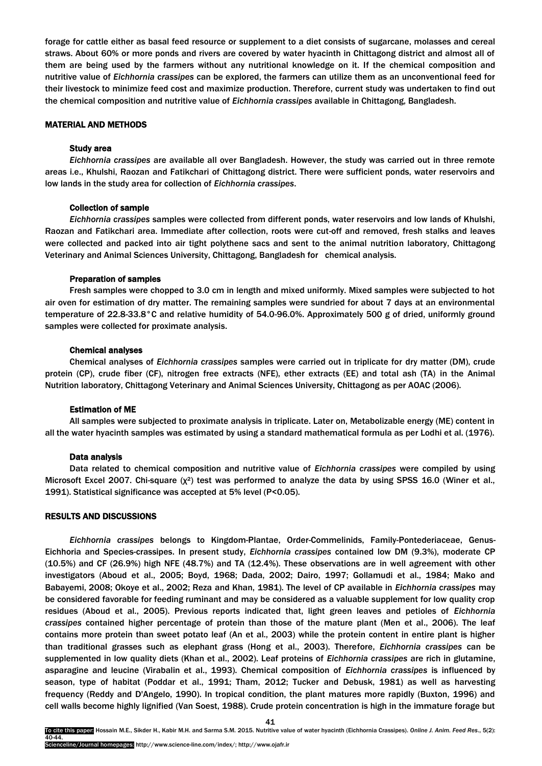forage for cattle either as basal feed resource or supplement to a diet consists of sugarcane, molasses and cereal straws. About 60% or more ponds and rivers are covered by water hyacinth in Chittagong district and almost all of them are being used by the farmers without any nutritional knowledge on it. If the chemical composition and nutritive value of *Eichhornia crassipes* can be explored, the farmers can utilize them as an unconventional feed for their livestock to minimize feed cost and maximize production. Therefore, current study was undertaken to find out the chemical composition and nutritive value of *Eichhornia crassipes* available in Chittagong, Bangladesh.

## MATERIAL AND METHODS

### Study area

*Eichhornia crassipes* are available all over Bangladesh. However, the study was carried out in three remote areas i.e., Khulshi, Raozan and Fatikchari of Chittagong district. There were sufficient ponds, water reservoirs and low lands in the study area for collection of *Eichhornia crassipes*.

### Collection of sample

*Eichhornia crassipes* samples were collected from different ponds, water reservoirs and low lands of Khulshi, Raozan and Fatikchari area. Immediate after collection, roots were cut-off and removed, fresh stalks and leaves were collected and packed into air tight polythene sacs and sent to the animal nutrition laboratory, Chittagong Veterinary and Animal Sciences University, Chittagong, Bangladesh for chemical analysis.

### Preparation of samples

Fresh samples were chopped to 3.0 cm in length and mixed uniformly. Mixed samples were subjected to hot air oven for estimation of dry matter. The remaining samples were sundried for about 7 days at an environmental temperature of 22.8-33.8°C and relative humidity of 54.0-96.0%. Approximately 500 g of dried, uniformly ground samples were collected for proximate analysis.

### Chemical analyses

Chemical analyses of *Eichhornia crassipes* samples were carried out in triplicate for dry matter (DM), crude protein (CP), crude fiber (CF), nitrogen free extracts (NFE), ether extracts (EE) and total ash (TA) in the Animal Nutrition laboratory, Chittagong Veterinary and Animal Sciences University, Chittagong as per AOAC (2006).

### Estimation of ME

All samples were subjected to proximate analysis in triplicate. Later on, Metabolizable energy (ME) content in all the water hyacinth samples was estimated by using a standard mathematical formula as per Lodhi et al. (1976).

### Data analysis

Data related to chemical composition and nutritive value of *Eichhornia crassipes* were compiled by using Microsoft Excel 2007. Chi-square ($\chi^2$) test was performed to analyze the data by using SPSS 16.0 (Winer et al., 1991). Statistical significance was accepted at 5% level ($P<0.05$).

## RESULTS AND DISCUSSIONS

*Eichhornia crassipes* belongs to Kingdom-Plantae, Order-Commelinids, Family-Pontederiaceae, Genus-Eichhoria and Species-crassipes. In present study, *Eichhornia crassipes* contained low DM (9.3%), moderate CP (10.5%) and CF (26.9%) high NFE (48.7%) and TA (12.4%). These observations are in well agreement with other investigators (Aboud et al., 2005; Boyd, 1968; Dada, 2002; Dairo, 1997; Gollamudi et al., 1984; Mako and Babayemi, 2008; Okoye et al., 2002; Reza and Khan, 1981). The level of CP available in *Eichhornia crassipes* may be considered favorable for feeding ruminant and may be considered as a valuable supplement for low quality crop residues (Aboud et al., 2005). Previous reports indicated that, light green leaves and petioles of *Eichhornia crassipes* contained higher percentage of protein than those of the mature plant (Men et al., 2006). The leaf contains more protein than sweet potato leaf (An et al., 2003) while the protein content in entire plant is higher than traditional grasses such as elephant grass (Hong et al., 2003). Therefore, *Eichhornia crassipes* can be supplemented in low quality diets (Khan et al., 2002). Leaf proteins of *Eichhornia crassipes* are rich in glutamine, asparagine and leucine (Virabalin et al., 1993). Chemical composition of *Eichhornia crassipes* is influenced by season, type of habitat (Poddar et al., 1991; Tham, 2012; Tucker and Debusk, 1981) as well as harvesting frequency (Reddy and D'Angelo, 1990). In tropical condition, the plant matures more rapidly (Buxton, 1996) and cell walls become highly lignified (Van Soest, 1988). Crude protein concentration is high in the immature forage but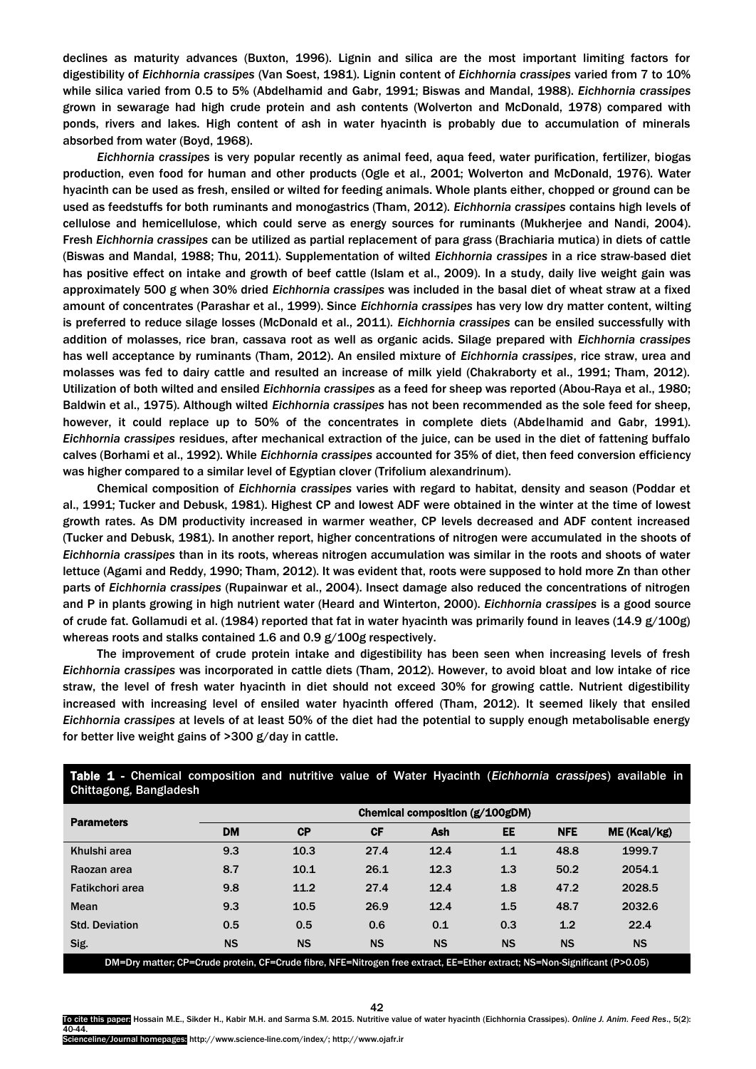declines as maturity advances (Buxton, 1996). Lignin and silica are the most important limiting factors for digestibility of *Eichhornia crassipes* (Van Soest, 1981). Lignin content of *Eichhornia crassipes* varied from 7 to 10% while silica varied from 0.5 to 5% (Abdelhamid and Gabr, 1991; Biswas and Mandal, 1988). *Eichhornia crassipes* grown in sewarage had high crude protein and ash contents (Wolverton and McDonald, 1978) compared with ponds, rivers and lakes. High content of ash in water hyacinth is probably due to accumulation of minerals absorbed from water (Boyd, 1968).

*Eichhornia crassipes* is very popular recently as animal feed, aqua feed, water purification, fertilizer, biogas production, even food for human and other products (Ogle et al., 2001; Wolverton and McDonald, 1976). Water hyacinth can be used as fresh, ensiled or wilted for feeding animals. Whole plants either, chopped or ground can be used as feedstuffs for both ruminants and monogastrics (Tham, 2012). *Eichhornia crassipes* contains high levels of cellulose and hemicellulose, which could serve as energy sources for ruminants (Mukherjee and Nandi, 2004). Fresh *Eichhornia crassipes* can be utilized as partial replacement of para grass (Brachiaria mutica) in diets of cattle (Biswas and Mandal, 1988; Thu, 2011). Supplementation of wilted *Eichhornia crassipes* in a rice straw-based diet has positive effect on intake and growth of beef cattle (Islam et al., 2009). In a study, daily live weight gain was approximately 500 g when 30% dried *Eichhornia crassipes* was included in the basal diet of wheat straw at a fixed amount of concentrates (Parashar et al., 1999). Since *Eichhornia crassipes* has very low dry matter content, wilting is preferred to reduce silage losses (McDonald et al., 2011). *Eichhornia crassipes* can be ensiled successfully with addition of molasses, rice bran, cassava root as well as organic acids. Silage prepared with *Eichhornia crassipes* has well acceptance by ruminants (Tham, 2012). An ensiled mixture of *Eichhornia crassipes*, rice straw, urea and molasses was fed to dairy cattle and resulted an increase of milk yield (Chakraborty et al., 1991; Tham, 2012). Utilization of both wilted and ensiled *Eichhornia crassipes* as a feed for sheep was reported (Abou-Raya et al., 1980; Baldwin et al., 1975). Although wilted *Eichhornia crassipes* has not been recommended as the sole feed for sheep, however, it could replace up to 50% of the concentrates in complete diets (Abdelhamid and Gabr, 1991). *Eichhornia crassipes* residues, after mechanical extraction of the juice, can be used in the diet of fattening buffalo calves (Borhami et al., 1992). While *Eichhornia crassipes* accounted for 35% of diet, then feed conversion efficiency was higher compared to a similar level of Egyptian clover (Trifolium alexandrinum).

Chemical composition of *Eichhornia crassipes* varies with regard to habitat, density and season (Poddar et al., 1991; Tucker and Debusk, 1981). Highest CP and lowest ADF were obtained in the winter at the time of lowest growth rates. As DM productivity increased in warmer weather, CP levels decreased and ADF content increased (Tucker and Debusk, 1981). In another report, higher concentrations of nitrogen were accumulated in the shoots of *Eichhornia crassipes* than in its roots, whereas nitrogen accumulation was similar in the roots and shoots of water lettuce (Agami and Reddy, 1990; Tham, 2012). It was evident that, roots were supposed to hold more Zn than other parts of *Eichhornia crassipes* (Rupainwar et al., 2004). Insect damage also reduced the concentrations of nitrogen and P in plants growing in high nutrient water (Heard and Winterton, 2000). *Eichhornia crassipes* is a good source of crude fat. Gollamudi et al. (1984) reported that fat in water hyacinth was primarily found in leaves (14.9 g/100g) whereas roots and stalks contained 1.6 and 0.9 g/100g respectively.

The improvement of crude protein intake and digestibility has been seen when increasing levels of fresh *Eichhornia crassipes* was incorporated in cattle diets (Tham, 2012). However, to avoid bloat and low intake of rice straw, the level of fresh water hyacinth in diet should not exceed 30% for growing cattle. Nutrient digestibility increased with increasing level of ensiled water hyacinth offered (Tham, 2012). It seemed likely that ensiled *Eichhornia crassipes* at levels of at least 50% of the diet had the potential to supply enough metabolisable energy for better live weight gains of >300 g/day in cattle.

**Table 1** - Chemical composition and nutritive value of Water Hyacinth (*Eichhornia crassipes*) available in Chittagong, Bangladesh

| Parameters | Chemical composition (g/100gDM) | | | | | | |
|---|---|---|---|---|---|---|---|
| | DM | CP | CF | Ash | EE | NFE | ME (Kcal/kg) |
| Khulshi area | 9.3 | 10.3 | 27.4 | 12.4 | 1.1 | 48.8 | 1999.7 |
| Raozan area | 8.7 | 10.1 | 26.1 | 12.3 | 1.3 | 50.2 | 2054.1 |
| Fatikchori area | 9.8 | 11.2 | 27.4 | 12.4 | 1.8 | 47.2 | 2028.5 |
| Mean | 9.3 | 10.5 | 26.9 | 12.4 | 1.5 | 48.7 | 2032.6 |
| Std. Deviation | 0.5 | 0.5 | 0.6 | 0.1 | 0.3 | 1.2 | 22.4 |
| Sig. | NS | NS | NS | NS | NS | NS | NS |

DM=Dry matter; CP=Crude protein, CF=Crude fibre, NFE=Nitrogen free extract, EE=Ether extract; NS=Non-Significant (P>0.05)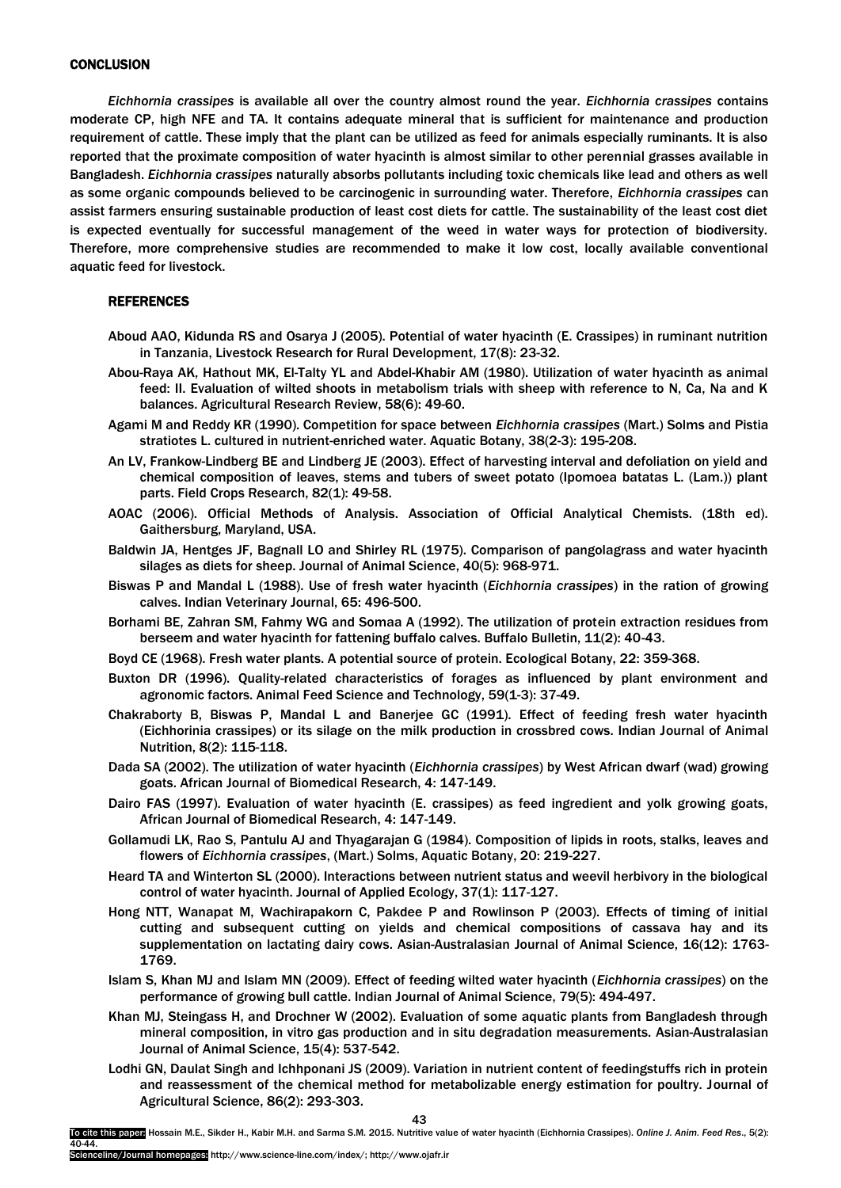## CONCLUSION

*Eichhornia crassipes* is available all over the country almost round the year. *Eichhornia crassipes* contains moderate CP, high NFE and TA. It contains adequate mineral that is sufficient for maintenance and production requirement of cattle. These imply that the plant can be utilized as feed for animals especially ruminants. It is also reported that the proximate composition of water hyacinth is almost similar to other perennial grasses available in Bangladesh. *Eichhornia crassipes* naturally absorbs pollutants including toxic chemicals like lead and others as well as some organic compounds believed to be carcinogenic in surrounding water. Therefore, *Eichhornia crassipes* can assist farmers ensuring sustainable production of least cost diets for cattle. The sustainability of the least cost diet is expected eventually for successful management of the weed in water ways for protection of biodiversity. Therefore, more comprehensive studies are recommended to make it low cost, locally available conventional aquatic feed for livestock.

## REFERENCES

Aboud AAO, Kidunda RS and Osarya J (2005). Potential of water hyacinth (E. Crassipes) in ruminant nutrition in Tanzania, Livestock Research for Rural Development, 17(8): 23-32.

Abou-Raya AK, Hathout MK, El-Talty YL and Abdel-Khabir AM (1980). Utilization of water hyacinth as animal feed: II. Evaluation of wilted shoots in metabolism trials with sheep with reference to N, Ca, Na and K balances. Agricultural Research Review, 58(6): 49-60.

Agami M and Reddy KR (1990). Competition for space between *Eichhornia crassipes* (Mart.) Solms and Pistia stratiotes L. cultured in nutrient-enriched water. Aquatic Botany, 38(2-3): 195-208.

An LV, Frankow-Lindberg BE and Lindberg JE (2003). Effect of harvesting interval and defoliation on yield and chemical composition of leaves, stems and tubers of sweet potato (Ipomoea batatas L. (Lam.)) plant parts. Field Crops Research, 82(1): 49-58.

AOAC (2006). Official Methods of Analysis. Association of Official Analytical Chemists. (18th ed). Gaithersburg, Maryland, USA.

Baldwin JA, Hentges JF, Bagnall LO and Shirley RL (1975). Comparison of pangolagrass and water hyacinth silages as diets for sheep. Journal of Animal Science, 40(5): 968-971.

Biswas P and Mandal L (1988). Use of fresh water hyacinth (*Eichhornia crassipes*) in the ration of growing calves. Indian Veterinary Journal, 65: 496-500.

Borhami BE, Zahran SM, Fahmy WG and Somaa A (1992). The utilization of protein extraction residues from berseem and water hyacinth for fattening buffalo calves. Buffalo Bulletin, 11(2): 40-43.

Boyd CE (1968). Fresh water plants. A potential source of protein. Ecological Botany, 22: 359-368.

Buxton DR (1996). Quality-related characteristics of forages as influenced by plant environment and agronomic factors. Animal Feed Science and Technology, 59(1-3): 37-49.

Chakraborty B, Biswas P, Mandal L and Banerjee GC (1991). Effect of feeding fresh water hyacinth (Eichhorinia crassipes) or its silage on the milk production in crossbred cows. Indian Journal of Animal Nutrition, 8(2): 115-118.

Dada SA (2002). The utilization of water hyacinth (*Eichhornia crassipes*) by West African dwarf (wad) growing goats. African Journal of Biomedical Research, 4: 147-149.

Dairo FAS (1997). Evaluation of water hyacinth (E. crassipes) as feed ingredient and yolk growing goats, African Journal of Biomedical Research, 4: 147-149.

Gollamudi LK, Rao S, Pantulu AJ and Thyagarajan G (1984). Composition of lipids in roots, stalks, leaves and flowers of *Eichhornia crassipes*, (Mart.) Solms, Aquatic Botany, 20: 219-227.

Heard TA and Winterton SL (2000). Interactions between nutrient status and weevil herbivory in the biological control of water hyacinth. Journal of Applied Ecology, 37(1): 117-127.

Hong NTT, Wanapat M, Wachirapakorn C, Pakdee P and Rowlinson P (2003). Effects of timing of initial cutting and subsequent cutting on yields and chemical compositions of cassava hay and its supplementation on lactating dairy cows. Asian-Australasian Journal of Animal Science, 16(12): 1763-1769.

Islam S, Khan MJ and Islam MN (2009). Effect of feeding wilted water hyacinth (*Eichhornia crassipes*) on the performance of growing bull cattle. Indian Journal of Animal Science, 79(5): 494-497.

Khan MJ, Steingass H, and Drochner W (2002). Evaluation of some aquatic plants from Bangladesh through mineral composition, in vitro gas production and in situ degradation measurements. Asian-Australasian Journal of Animal Science, 15(4): 537-542.

Lodhi GN, Daulat Singh and Ichhponani JS (2009). Variation in nutrient content of feedingstuffs rich in protein and reassessment of the chemical method for metabolizable energy estimation for poultry. Journal of Agricultural Science, 86(2): 293-303.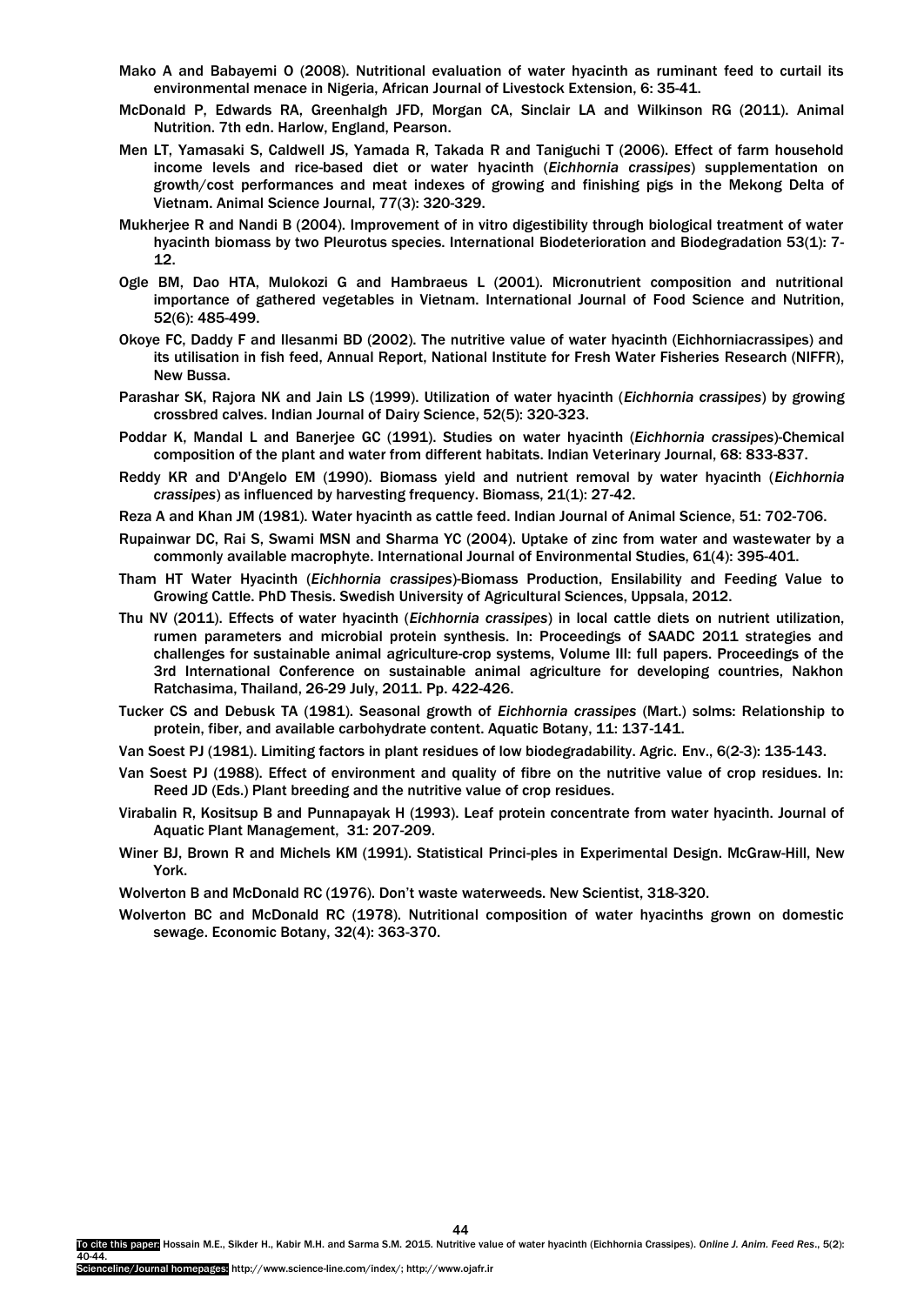Mako A and Babayemi O (2008). Nutritional evaluation of water hyacinth as ruminant feed to curtail its environmental menace in Nigeria, African Journal of Livestock Extension, 6: 35-41.

McDonald P, Edwards RA, Greenhalgh JFD, Morgan CA, Sinclair LA and Wilkinson RG (2011). Animal Nutrition. 7th edn. Harlow, England, Pearson.

Men LT, Yamasaki S, Caldwell JS, Yamada R, Takada R and Taniguchi T (2006). Effect of farm household income levels and rice-based diet or water hyacinth (*Eichhornia crassipes*) supplementation on growth/cost performances and meat indexes of growing and finishing pigs in the Mekong Delta of Vietnam. Animal Science Journal, 77(3): 320-329.

Mukherjee R and Nandi B (2004). Improvement of in vitro digestibility through biological treatment of water hyacinth biomass by two Pleurotus species. International Biodeterioration and Biodegradation 53(1): 7-12.

Ogle BM, Dao HTA, Mulokozi G and Hambraeus L (2001). Micronutrient composition and nutritional importance of gathered vegetables in Vietnam. International Journal of Food Science and Nutrition, 52(6): 485-499.

Okoye FC, Daddy F and Ilesanmi BD (2002). The nutritive value of water hyacinth (Eichhorniacrassipes) and its utilisation in fish feed, Annual Report, National Institute for Fresh Water Fisheries Research (NIFFR), New Bussa.

Parashar SK, Rajora NK and Jain LS (1999). Utilization of water hyacinth (*Eichhornia crassipes*) by growing crossbred calves. Indian Journal of Dairy Science, 52(5): 320-323.

Poddar K, Mandal L and Banerjee GC (1991). Studies on water hyacinth (*Eichhornia crassipes*)-Chemical composition of the plant and water from different habitats. Indian Veterinary Journal, 68: 833-837.

Reddy KR and D'Angelo EM (1990). Biomass yield and nutrient removal by water hyacinth (*Eichhornia crassipes*) as influenced by harvesting frequency. Biomass, 21(1): 27-42.

Reza A and Khan JM (1981). Water hyacinth as cattle feed. Indian Journal of Animal Science, 51: 702-706.

Rupainwar DC, Rai S, Swami MSN and Sharma YC (2004). Uptake of zinc from water and wastewater by a commonly available macrophyte. International Journal of Environmental Studies, 61(4): 395-401.

Tham HT Water Hyacinth (*Eichhornia crassipes*)-Biomass Production, Ensilability and Feeding Value to Growing Cattle. PhD Thesis. Swedish University of Agricultural Sciences, Uppsala, 2012.

Thu NV (2011). Effects of water hyacinth (*Eichhornia crassipes*) in local cattle diets on nutrient utilization, rumen parameters and microbial protein synthesis. In: Proceedings of SAADC 2011 strategies and challenges for sustainable animal agriculture-crop systems, Volume III: full papers. Proceedings of the 3rd International Conference on sustainable animal agriculture for developing countries, Nakhon Ratchasima, Thailand, 26-29 July, 2011. Pp. 422-426.

Tucker CS and Debusk TA (1981). Seasonal growth of *Eichhornia crassipes* (Mart.) solms: Relationship to protein, fiber, and available carbohydrate content. Aquatic Botany, 11: 137-141.

Van Soest PJ (1981). Limiting factors in plant residues of low biodegradability. Agric. Env., 6(2-3): 135-143.

Van Soest PJ (1988). Effect of environment and quality of fibre on the nutritive value of crop residues. In: Reed JD (Eds.) Plant breeding and the nutritive value of crop residues.

Virabalin R, Kositsup B and Punnapayak H (1993). Leaf protein concentrate from water hyacinth. Journal of Aquatic Plant Management, 31: 207-209.

Winer BJ, Brown R and Michels KM (1991). Statistical Princi-ples in Experimental Design. McGraw-Hill, New York.

Wolverton B and McDonald RC (1976). Don't waste waterweeds. New Scientist, 318-320.

Wolverton BC and McDonald RC (1978). Nutritional composition of water hyacinths grown on domestic sewage. Economic Botany, 32(4): 363-370.